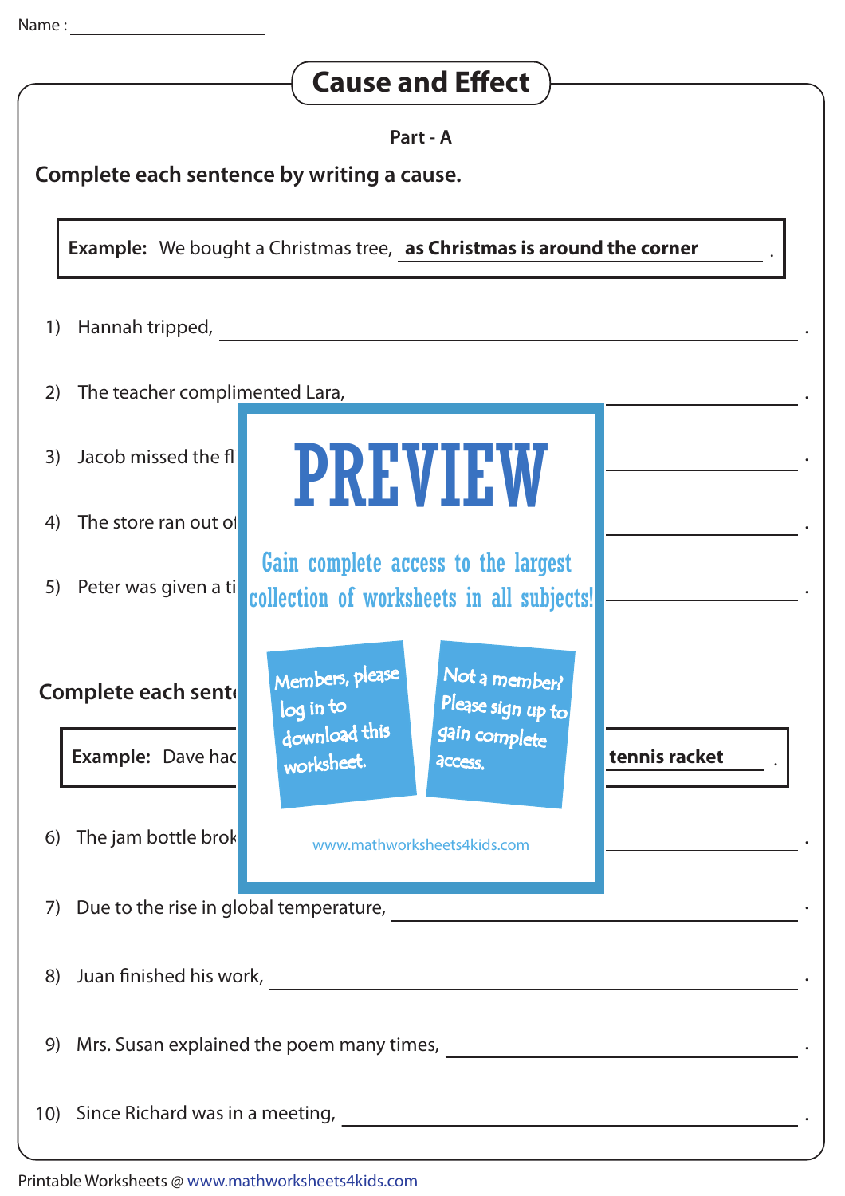Name : ____________________

# Cause and Effect

**Part - A**

**Complete each sentence by writing a cause.**

**Example:** We bought a Christmas tree, **as Christmas is around the corner** .

1) Hannah tripped, ______________________________ .

2) The teacher complimented Lara, ______________________________ .

3) Jacob missed the fl ______________________________ .

4) The store ran out o ______________________________ .

5) Peter was given a ti ______________________________ .

**Complete each sent**

**Example:** Dave hac **tennis racket** .

PREVIEW

Gain complete access to the largest collection of worksheets in all subjects!

Members, please log in to download this worksheet.

Not a member? Please sign up to gain complete access.

www.mathworksheets4kids.com

6) The jam bottle brok ______________________________ .

7) Due to the rise in global temperature, ______________________________ .

8) Juan finished his work, ______________________________ .

9) Mrs. Susan explained the poem many times, ______________________________ .

10) Since Richard was in a meeting, ______________________________ .

Printable Worksheets @ www.mathworksheets4kids.com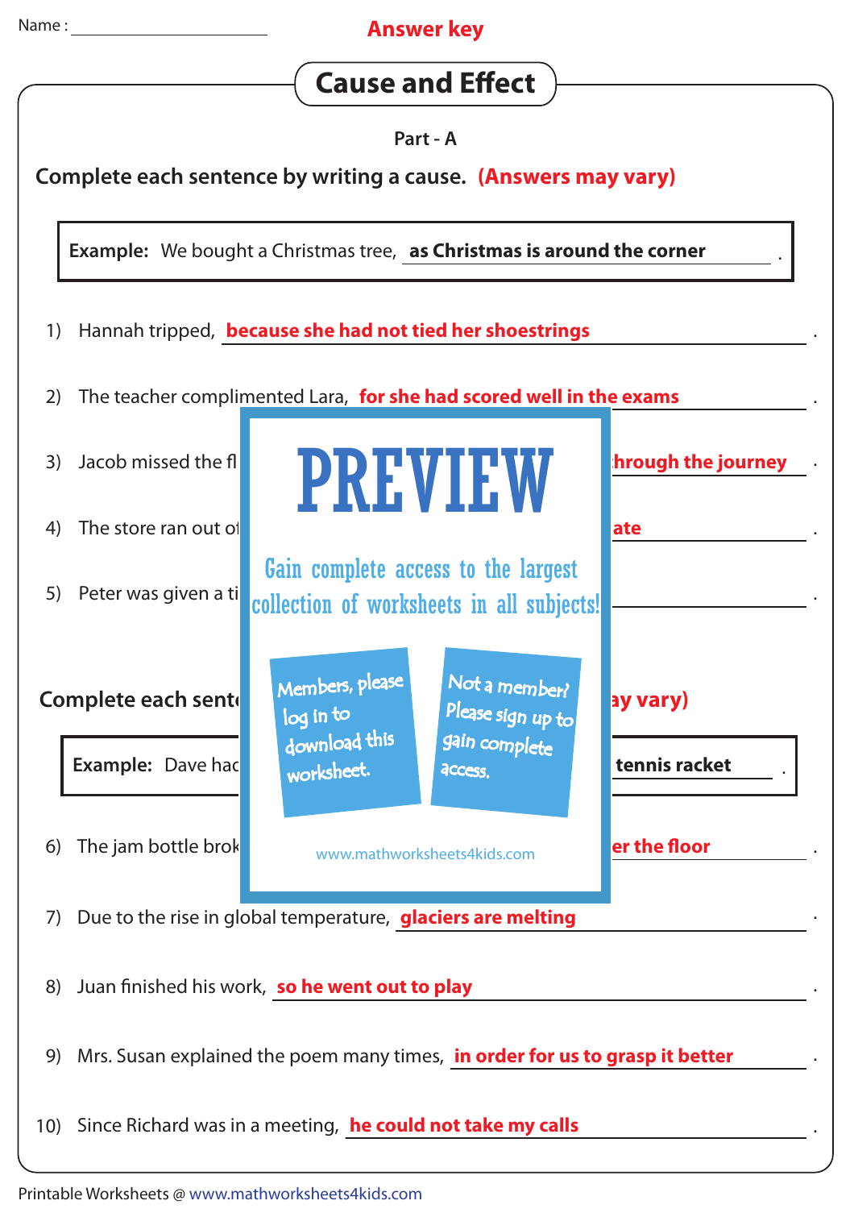Name : ____________________ **Answer key**

# Cause and Effect

**Part - A**

**Complete each sentence by writing a cause. (Answers may vary)**

**Example:** We bought a Christmas tree, **as Christmas is around the corner** .

1) Hannah tripped, **because she had not tied her shoestrings** .

2) The teacher complimented Lara, **for she had scored well in the exams** .

3) Jacob missed the fl **hrough the journey** .

4) The store ran out o **ate** .

5) Peter was given a ti .

PREVIEW

Gain complete access to the largest collection of worksheets in all subjects!

Members, please log in to download this worksheet.

Not a member? Please sign up to gain complete access.

www.mathworksheets4kids.com

**Complete each sent ay vary)**

**Example:** Dave ha **tennis racket** .

6) The jam bottle brok **er the floor** .

7) Due to the rise in global temperature, **glaciers are melting** .

8) Juan finished his work, **so he went out to play** .

9) Mrs. Susan explained the poem many times, **in order for us to grasp it better** .

10) Since Richard was in a meeting, **he could not take my calls** .

Printable Worksheets @ www.mathworksheets4kids.com